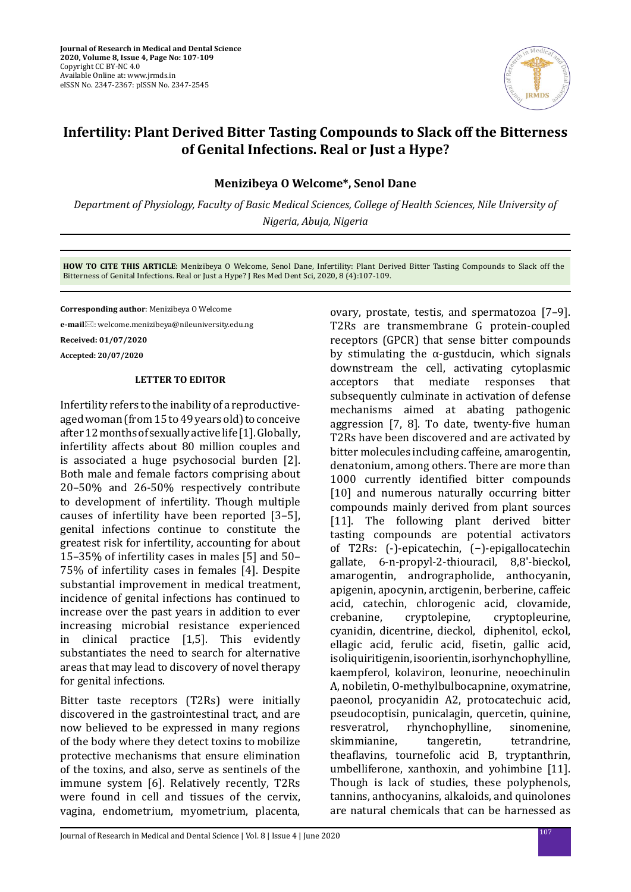**Journal of Research in Medical and Dental Science**
**2020, Volume 8, Issue 4, Page No: 107-109**
Copyright CC BY-NC 4.0
Available Online at: www.jrmds.in
eISSN No. 2347-2367: pISSN No. 2347-2545

# Infertility: Plant Derived Bitter Tasting Compounds to Slack off the Bitterness of Genital Infections. Real or Just a Hype?

**Menizibeya O Welcome*, Senol Dane**

*Department of Physiology, Faculty of Basic Medical Sciences, College of Health Sciences, Nile University of Nigeria, Abuja, Nigeria*

**HOW TO CITE THIS ARTICLE**: Menizibeya O Welcome, Senol Dane, Infertility: Plant Derived Bitter Tasting Compounds to Slack off the Bitterness of Genital Infections. Real or Just a Hype? J Res Med Dent Sci, 2020, 8 (4):107-109.

**Corresponding author**: Menizibeya O Welcome

**e-mail**✉: welcome.menizibeya@nileuniversity.edu.ng

**Received: 01/07/2020**

**Accepted: 20/07/2020**

**LETTER TO EDITOR**

Infertility refers to the inability of a reproductive-aged woman (from 15 to 49 years old) to conceive after 12 months of sexually active life [1]. Globally, infertility affects about 80 million couples and is associated a huge psychosocial burden [2]. Both male and female factors comprising about 20–50% and 26-50% respectively contribute to development of infertility. Though multiple causes of infertility have been reported [3–5], genital infections continue to constitute the greatest risk for infertility, accounting for about 15–35% of infertility cases in males [5] and 50–75% of infertility cases in females [4]. Despite substantial improvement in medical treatment, incidence of genital infections has continued to increase over the past years in addition to ever increasing microbial resistance experienced in clinical practice [1,5]. This evidently substantiates the need to search for alternative areas that may lead to discovery of novel therapy for genital infections.

Bitter taste receptors (T2Rs) were initially discovered in the gastrointestinal tract, and are now believed to be expressed in many regions of the body where they detect toxins to mobilize protective mechanisms that ensure elimination of the toxins, and also, serve as sentinels of the immune system [6]. Relatively recently, T2Rs were found in cell and tissues of the cervix, vagina, endometrium, myometrium, placenta, ovary, prostate, testis, and spermatozoa [7–9]. T2Rs are transmembrane G protein-coupled receptors (GPCR) that sense bitter compounds by stimulating the α-gustducin, which signals downstream the cell, activating cytoplasmic acceptors that mediate responses that subsequently culminate in activation of defense mechanisms aimed at abating pathogenic aggression [7, 8]. To date, twenty-five human T2Rs have been discovered and are activated by bitter molecules including caffeine, amarogentin, denatonium, among others. There are more than 1000 currently identified bitter compounds [10] and numerous naturally occurring bitter compounds mainly derived from plant sources [11]. The following plant derived bitter tasting compounds are potential activators of T2Rs: (-)-epicatechin, (−)-epigallocatechin gallate, 6-n-propyl-2-thiouracil, 8,8'-bieckol, amarogentin, andrographolide, anthocyanin, apigenin, apocynin, arctigenin, berberine, caffeic acid, catechin, chlorogenic acid, clovamide, crebanine, cryptolepine, cryptopleurine, cyanidin, dicentrine, dieckol, diphenitol, eckol, ellagic acid, ferulic acid, fisetin, gallic acid, isoliquiritigenin, isoorientin, isorhynchophylline, kaempferol, kolaviron, leonurine, neoechinulin A, nobiletin, O-methylbulbocapnine, oxymatrine, paeonol, procyanidin A2, protocatechuic acid, pseudocoptisin, punicalagin, quercetin, quinine, resveratrol, rhynchophylline, sinomenine, skimmianine, tangeretin, tetrandrine, theaflavins, tournefolic acid B, tryptanthrin, umbelliferone, xanthoxin, and yohimbine [11]. Though is lack of studies, these polyphenols, tannins, anthocyanins, alkaloids, and quinolones are natural chemicals that can be harnessed as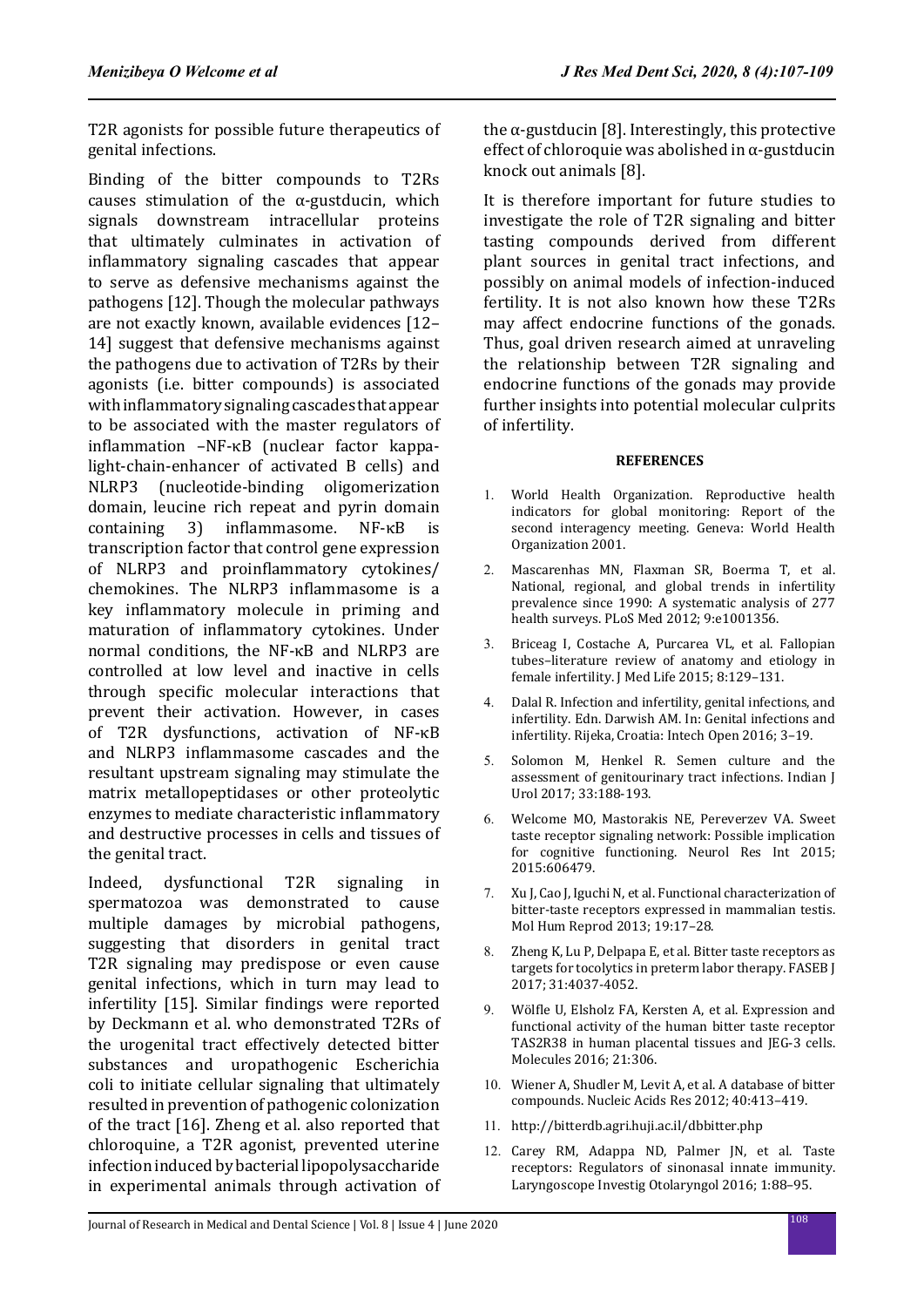T2R agonists for possible future therapeutics of genital infections.

Binding of the bitter compounds to T2Rs causes stimulation of the α-gustducin, which signals downstream intracellular proteins that ultimately culminates in activation of inflammatory signaling cascades that appear to serve as defensive mechanisms against the pathogens [12]. Though the molecular pathways are not exactly known, available evidences [12–14] suggest that defensive mechanisms against the pathogens due to activation of T2Rs by their agonists (i.e. bitter compounds) is associated with inflammatory signaling cascades that appear to be associated with the master regulators of inflammation –NF-κB (nuclear factor kappa-light-chain-enhancer of activated B cells) and NLRP3 (nucleotide-binding oligomerization domain, leucine rich repeat and pyrin domain containing 3) inflammasome. NF-κB is transcription factor that control gene expression of NLRP3 and proinflammatory cytokines/ chemokines. The NLRP3 inflammasome is a key inflammatory molecule in priming and maturation of inflammatory cytokines. Under normal conditions, the NF-κB and NLRP3 are controlled at low level and inactive in cells through specific molecular interactions that prevent their activation. However, in cases of T2R dysfunctions, activation of NF-κB and NLRP3 inflammasome cascades and the resultant upstream signaling may stimulate the matrix metallopeptidases or other proteolytic enzymes to mediate characteristic inflammatory and destructive processes in cells and tissues of the genital tract.

Indeed, dysfunctional T2R signaling in spermatozoa was demonstrated to cause multiple damages by microbial pathogens, suggesting that disorders in genital tract T2R signaling may predispose or even cause genital infections, which in turn may lead to infertility [15]. Similar findings were reported by Deckmann et al. who demonstrated T2Rs of the urogenital tract effectively detected bitter substances and uropathogenic Escherichia coli to initiate cellular signaling that ultimately resulted in prevention of pathogenic colonization of the tract [16]. Zheng et al. also reported that chloroquine, a T2R agonist, prevented uterine infection induced by bacterial lipopolysaccharide in experimental animals through activation of the α-gustducin [8]. Interestingly, this protective effect of chloroquie was abolished in α-gustducin knock out animals [8].

It is therefore important for future studies to investigate the role of T2R signaling and bitter tasting compounds derived from different plant sources in genital tract infections, and possibly on animal models of infection-induced fertility. It is not also known how these T2Rs may affect endocrine functions of the gonads. Thus, goal driven research aimed at unraveling the relationship between T2R signaling and endocrine functions of the gonads may provide further insights into potential molecular culprits of infertility.

## REFERENCES

1. World Health Organization. Reproductive health indicators for global monitoring: Report of the second interagency meeting. Geneva: World Health Organization 2001.
2. Mascarenhas MN, Flaxman SR, Boerma T, et al. National, regional, and global trends in infertility prevalence since 1990: A systematic analysis of 277 health surveys. PLoS Med 2012; 9:e1001356.
3. Briceag I, Costache A, Purcarea VL, et al. Fallopian tubes–literature review of anatomy and etiology in female infertility. J Med Life 2015; 8:129–131.
4. Dalal R. Infection and infertility, genital infections, and infertility. Edn. Darwish AM. In: Genital infections and infertility. Rijeka, Croatia: Intech Open 2016; 3–19.
5. Solomon M, Henkel R. Semen culture and the assessment of genitourinary tract infections. Indian J Urol 2017; 33:188-193.
6. Welcome MO, Mastorakis NE, Pereverzev VA. Sweet taste receptor signaling network: Possible implication for cognitive functioning. Neurol Res Int 2015; 2015:606479.
7. Xu J, Cao J, Iguchi N, et al. Functional characterization of bitter-taste receptors expressed in mammalian testis. Mol Hum Reprod 2013; 19:17–28.
8. Zheng K, Lu P, Delpapa E, et al. Bitter taste receptors as targets for tocolytics in preterm labor therapy. FASEB J 2017; 31:4037-4052.
9. Wölfle U, Elsholz FA, Kersten A, et al. Expression and functional activity of the human bitter taste receptor TAS2R38 in human placental tissues and JEG-3 cells. Molecules 2016; 21:306.
10. Wiener A, Shudler M, Levit A, et al. A database of bitter compounds. Nucleic Acids Res 2012; 40:413–419.
11. http://bitterdb.agri.huji.ac.il/dbbitter.php
12. Carey RM, Adappa ND, Palmer JN, et al. Taste receptors: Regulators of sinonasal innate immunity. Laryngoscope Investig Otolaryngol 2016; 1:88–95.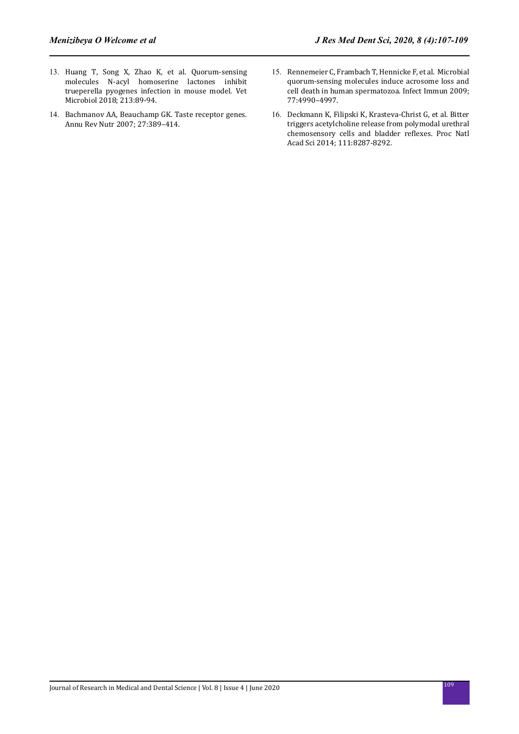13. Huang T, Song X, Zhao K, et al. Quorum-sensing molecules N-acyl homoserine lactones inhibit trueperella pyogenes infection in mouse model. Vet Microbiol 2018; 213:89-94.
14. Bachmanov AA, Beauchamp GK. Taste receptor genes. Annu Rev Nutr 2007; 27:389–414.
15. Rennemeier C, Frambach T, Hennicke F, et al. Microbial quorum-sensing molecules induce acrosome loss and cell death in human spermatozoa. Infect Immun 2009; 77:4990–4997.
16. Deckmann K, Filipski K, Krasteva-Christ G, et al. Bitter triggers acetylcholine release from polymodal urethral chemosensory cells and bladder reflexes. Proc Natl Acad Sci 2014; 111:8287-8292.